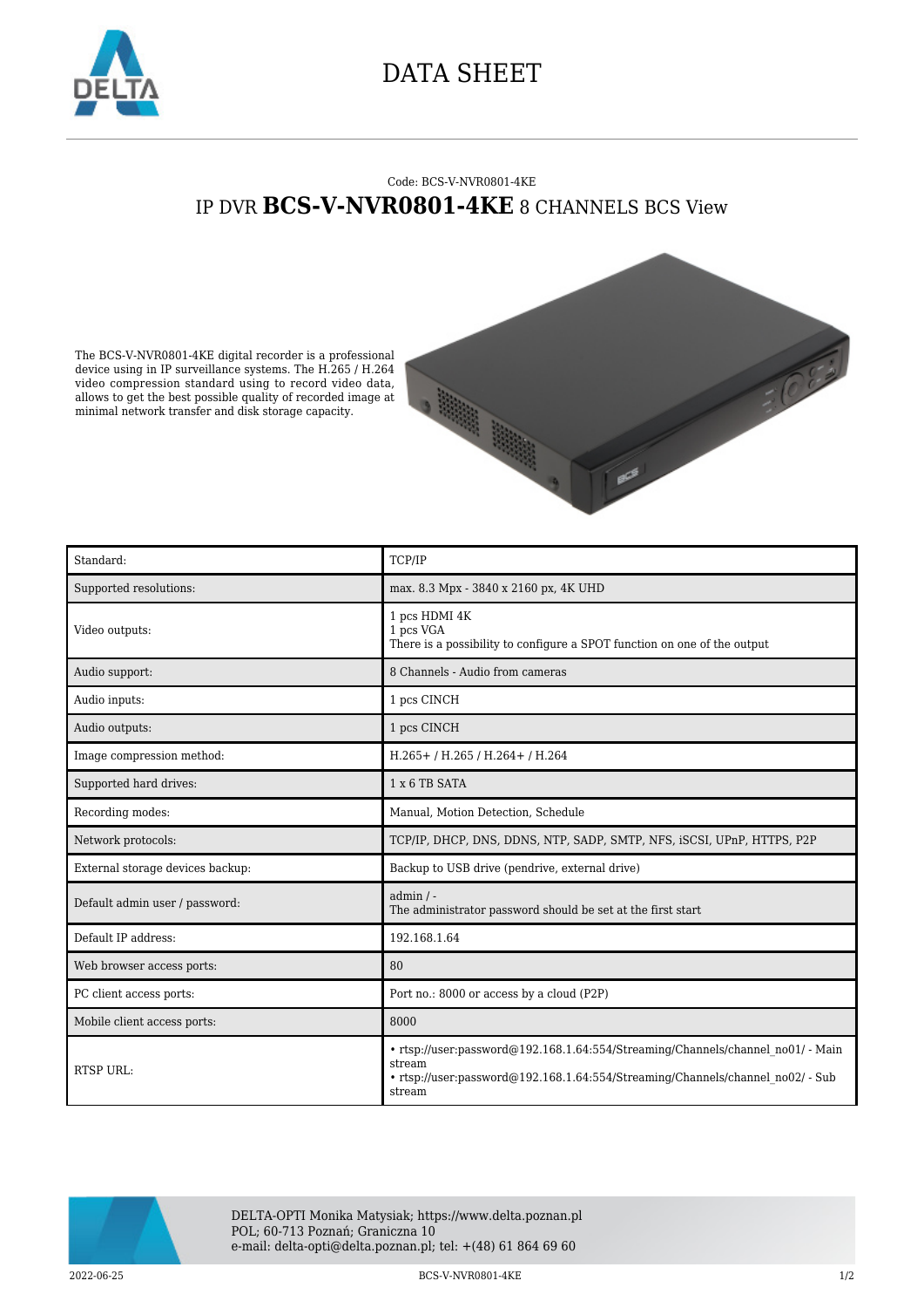# DATA SHEET

Code: BCS-V-NVR0801-4KE

## IP DVR **BCS-V-NVR0801-4KE** 8 CHANNELS BCS View

The BCS-V-NVR0801-4KE digital recorder is a professional device using in IP surveillance systems. The H.265 / H.264 video compression standard using to record video data, allows to get the best possible quality of recorded image at minimal network transfer and disk storage capacity.

| | |
|---|---|
| Standard: | TCP/IP |
| Supported resolutions: | max. 8.3 Mpx - 3840 x 2160 px, 4K UHD |
| Video outputs: | 1 pcs HDMI 4K<br>1 pcs VGA<br>There is a possibility to configure a SPOT function on one of the output |
| Audio support: | 8 Channels - Audio from cameras |
| Audio inputs: | 1 pcs CINCH |
| Audio outputs: | 1 pcs CINCH |
| Image compression method: | H.265+ / H.265 / H.264+ / H.264 |
| Supported hard drives: | 1 x 6 TB SATA |
| Recording modes: | Manual, Motion Detection, Schedule |
| Network protocols: | TCP/IP, DHCP, DNS, DDNS, NTP, SADP, SMTP, NFS, iSCSI, UPnP, HTTPS, P2P |
| External storage devices backup: | Backup to USB drive (pendrive, external drive) |
| Default admin user / password: | admin / -<br>The administrator password should be set at the first start |
| Default IP address: | 192.168.1.64 |
| Web browser access ports: | 80 |
| PC client access ports: | Port no.: 8000 or access by a cloud (P2P) |
| Mobile client access ports: | 8000 |
| RTSP URL: | • rtsp://user:password@192.168.1.64:554/Streaming/Channels/channel_no01/ - Main stream<br>• rtsp://user:password@192.168.1.64:554/Streaming/Channels/channel_no02/ - Sub stream |

DELTA-OPTI Monika Matysiak; https://www.delta.poznan.pl
POL; 60-713 Poznań; Graniczna 10
e-mail: delta-opti@delta.poznan.pl; tel: +(48) 61 864 69 60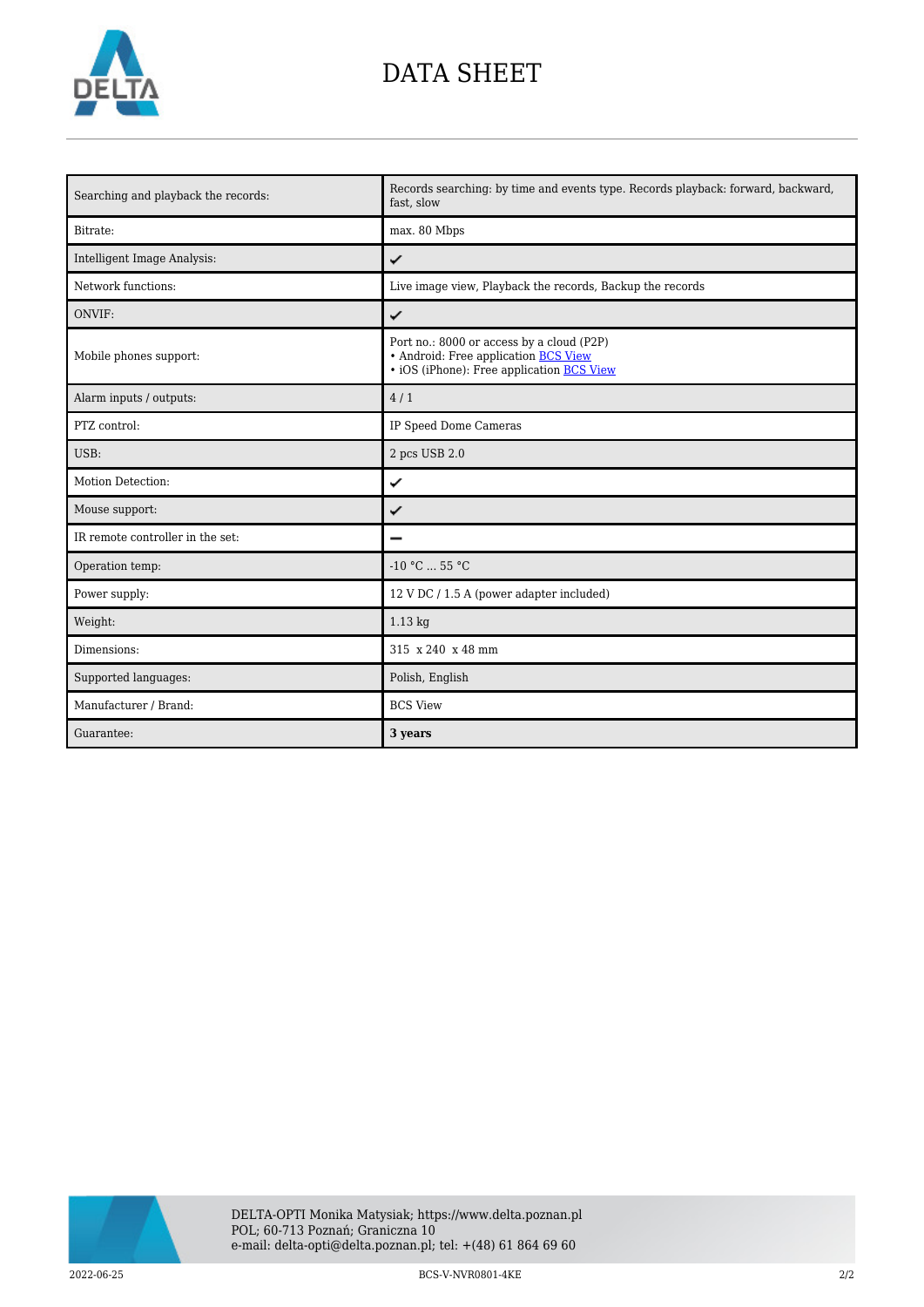# DATA SHEET

| | |
|---|---|
| Searching and playback the records: | Records searching: by time and events type. Records playback: forward, backward, fast, slow |
| Bitrate: | max. 80 Mbps |
| Intelligent Image Analysis: | ✔ |
| Network functions: | Live image view, Playback the records, Backup the records |
| ONVIF: | ✔ |
| Mobile phones support: | Port no.: 8000 or access by a cloud (P2P)<br>• Android: Free application BCS View<br>• iOS (iPhone): Free application BCS View |
| Alarm inputs / outputs: | 4 / 1 |
| PTZ control: | IP Speed Dome Cameras |
| USB: | 2 pcs USB 2.0 |
| Motion Detection: | ✔ |
| Mouse support: | ✔ |
| IR remote controller in the set: | – |
| Operation temp: | -10 °C ... 55 °C |
| Power supply: | 12 V DC / 1.5 A (power adapter included) |
| Weight: | 1.13 kg |
| Dimensions: | 315 x 240 x 48 mm |
| Supported languages: | Polish, English |
| Manufacturer / Brand: | BCS View |
| Guarantee: | **3 years** |

DELTA-OPTI Monika Matysiak; https://www.delta.poznan.pl
POL; 60-713 Poznań; Graniczna 10
e-mail: delta-opti@delta.poznan.pl; tel: +(48) 61 864 69 60

2022-06-25 BCS-V-NVR0801-4KE